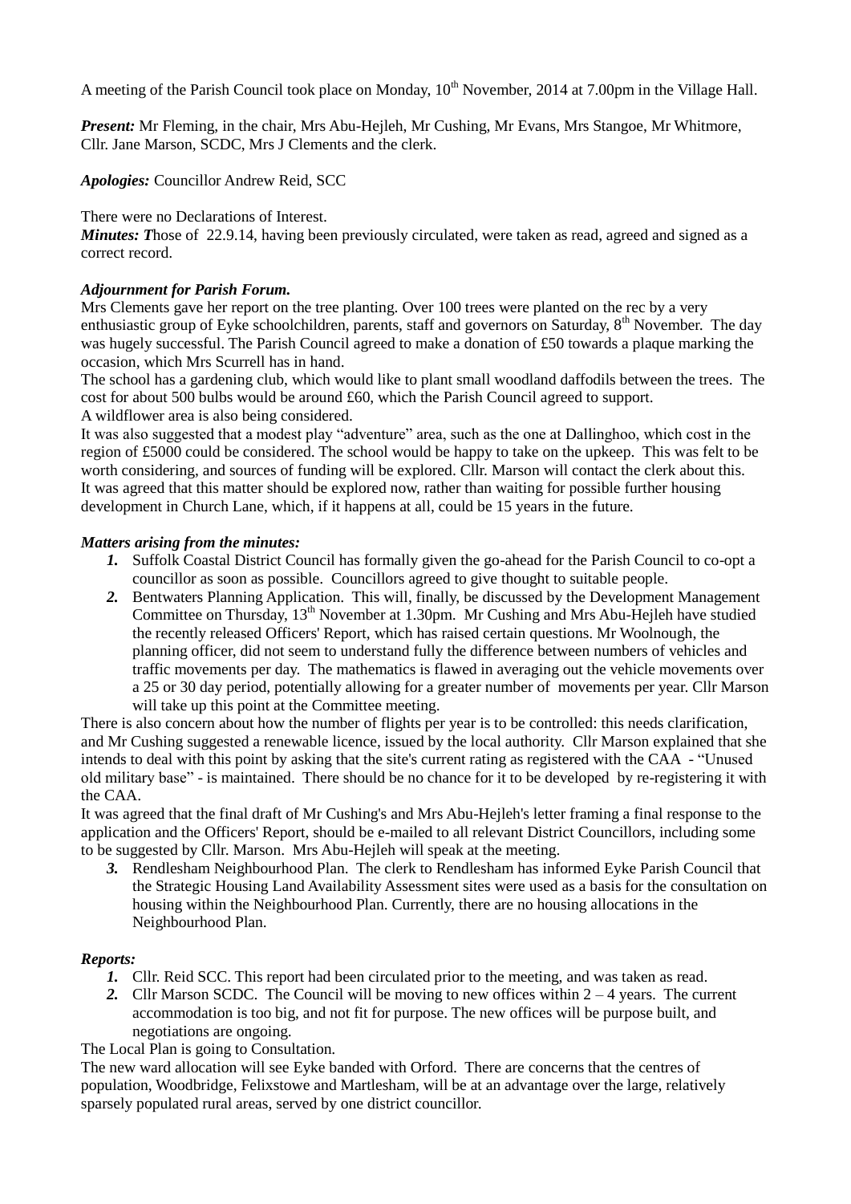A meeting of the Parish Council took place on Monday, 10th November, 2014 at 7.00pm in the Village Hall.

***Present:*** Mr Fleming, in the chair, Mrs Abu-Hejleh, Mr Cushing, Mr Evans, Mrs Stangoe, Mr Whitmore, Cllr. Jane Marson, SCDC, Mrs J Clements and the clerk.

***Apologies:*** Councillor Andrew Reid, SCC

There were no Declarations of Interest.

***Minutes: T***hose of 22.9.14, having been previously circulated, were taken as read, agreed and signed as a correct record.

***Adjournment for Parish Forum.***

Mrs Clements gave her report on the tree planting. Over 100 trees were planted on the rec by a very enthusiastic group of Eyke schoolchildren, parents, staff and governors on Saturday, 8th November. The day was hugely successful. The Parish Council agreed to make a donation of £50 towards a plaque marking the occasion, which Mrs Scurrell has in hand.

The school has a gardening club, which would like to plant small woodland daffodils between the trees. The cost for about 500 bulbs would be around £60, which the Parish Council agreed to support.

A wildflower area is also being considered.

It was also suggested that a modest play "adventure" area, such as the one at Dallinghoo, which cost in the region of £5000 could be considered. The school would be happy to take on the upkeep. This was felt to be worth considering, and sources of funding will be explored. Cllr. Marson will contact the clerk about this.

It was agreed that this matter should be explored now, rather than waiting for possible further housing development in Church Lane, which, if it happens at all, could be 15 years in the future.

***Matters arising from the minutes:***

1. Suffolk Coastal District Council has formally given the go-ahead for the Parish Council to co-opt a councillor as soon as possible. Councillors agreed to give thought to suitable people.
2. Bentwaters Planning Application. This will, finally, be discussed by the Development Management Committee on Thursday, 13th November at 1.30pm. Mr Cushing and Mrs Abu-Hejleh have studied the recently released Officers' Report, which has raised certain questions. Mr Woolnough, the planning officer, did not seem to understand fully the difference between numbers of vehicles and traffic movements per day. The mathematics is flawed in averaging out the vehicle movements over a 25 or 30 day period, potentially allowing for a greater number of movements per year. Cllr Marson will take up this point at the Committee meeting.

There is also concern about how the number of flights per year is to be controlled: this needs clarification, and Mr Cushing suggested a renewable licence, issued by the local authority. Cllr Marson explained that she intends to deal with this point by asking that the site's current rating as registered with the CAA - "Unused old military base" - is maintained. There should be no chance for it to be developed by re-registering it with the CAA.

It was agreed that the final draft of Mr Cushing's and Mrs Abu-Hejleh's letter framing a final response to the application and the Officers' Report, should be e-mailed to all relevant District Councillors, including some to be suggested by Cllr. Marson. Mrs Abu-Hejleh will speak at the meeting.

3. Rendlesham Neighbourhood Plan. The clerk to Rendlesham has informed Eyke Parish Council that the Strategic Housing Land Availability Assessment sites were used as a basis for the consultation on housing within the Neighbourhood Plan. Currently, there are no housing allocations in the Neighbourhood Plan.

***Reports:***

1. Cllr. Reid SCC. This report had been circulated prior to the meeting, and was taken as read.
2. Cllr Marson SCDC. The Council will be moving to new offices within 2 – 4 years. The current accommodation is too big, and not fit for purpose. The new offices will be purpose built, and negotiations are ongoing.

The Local Plan is going to Consultation.

The new ward allocation will see Eyke banded with Orford. There are concerns that the centres of population, Woodbridge, Felixstowe and Martlesham, will be at an advantage over the large, relatively sparsely populated rural areas, served by one district councillor.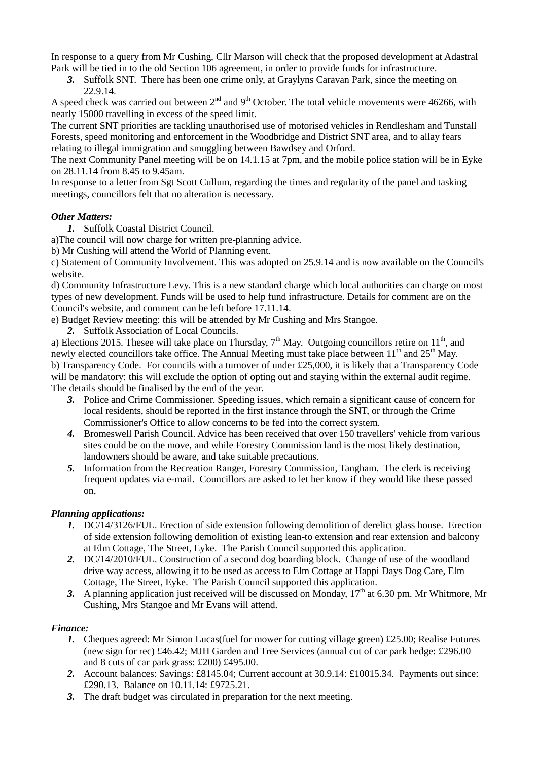In response to a query from Mr Cushing, Cllr Marson will check that the proposed development at Adastral Park will be tied in to the old Section 106 agreement, in order to provide funds for infrastructure.

3. Suffolk SNT. There has been one crime only, at Graylyns Caravan Park, since the meeting on 22.9.14.

A speed check was carried out between 2nd and 9th October. The total vehicle movements were 46266, with nearly 15000 travelling in excess of the speed limit.

The current SNT priorities are tackling unauthorised use of motorised vehicles in Rendlesham and Tunstall Forests, speed monitoring and enforcement in the Woodbridge and District SNT area, and to allay fears relating to illegal immigration and smuggling between Bawdsey and Orford.

The next Community Panel meeting will be on 14.1.15 at 7pm, and the mobile police station will be in Eyke on 28.11.14 from 8.45 to 9.45am.

In response to a letter from Sgt Scott Cullum, regarding the times and regularity of the panel and tasking meetings, councillors felt that no alteration is necessary.

### *Other Matters:*

1. Suffolk Coastal District Council.

a)The council will now charge for written pre-planning advice.

b) Mr Cushing will attend the World of Planning event.

c) Statement of Community Involvement. This was adopted on 25.9.14 and is now available on the Council's website.

d) Community Infrastructure Levy. This is a new standard charge which local authorities can charge on most types of new development. Funds will be used to help fund infrastructure. Details for comment are on the Council's website, and comment can be left before 17.11.14.

e) Budget Review meeting: this will be attended by Mr Cushing and Mrs Stangoe.

2. Suffolk Association of Local Councils.

a) Elections 2015. Thesee will take place on Thursday, 7th May. Outgoing councillors retire on 11th, and newly elected councillors take office. The Annual Meeting must take place between 11th and 25th May.

b) Transparency Code. For councils with a turnover of under £25,000, it is likely that a Transparency Code will be mandatory: this will exclude the option of opting out and staying within the external audit regime. The details should be finalised by the end of the year.

3. Police and Crime Commissioner. Speeding issues, which remain a significant cause of concern for local residents, should be reported in the first instance through the SNT, or through the Crime Commissioner's Office to allow concerns to be fed into the correct system.
4. Bromeswell Parish Council. Advice has been received that over 150 travellers' vehicle from various sites could be on the move, and while Forestry Commission land is the most likely destination, landowners should be aware, and take suitable precautions.
5. Information from the Recreation Ranger, Forestry Commission, Tangham. The clerk is receiving frequent updates via e-mail. Councillors are asked to let her know if they would like these passed on.

### *Planning applications:*

1. DC/14/3126/FUL. Erection of side extension following demolition of derelict glass house. Erection of side extension following demolition of existing lean-to extension and rear extension and balcony at Elm Cottage, The Street, Eyke. The Parish Council supported this application.
2. DC/14/2010/FUL. Construction of a second dog boarding block. Change of use of the woodland drive way access, allowing it to be used as access to Elm Cottage at Happi Days Dog Care, Elm Cottage, The Street, Eyke. The Parish Council supported this application.
3. A planning application just received will be discussed on Monday, 17th at 6.30 pm. Mr Whitmore, Mr Cushing, Mrs Stangoe and Mr Evans will attend.

### *Finance:*

1. Cheques agreed: Mr Simon Lucas(fuel for mower for cutting village green) £25.00; Realise Futures (new sign for rec) £46.42; MJH Garden and Tree Services (annual cut of car park hedge: £296.00 and 8 cuts of car park grass: £200) £495.00.
2. Account balances: Savings: £8145.04; Current account at 30.9.14: £10015.34. Payments out since: £290.13. Balance on 10.11.14: £9725.21.
3. The draft budget was circulated in preparation for the next meeting.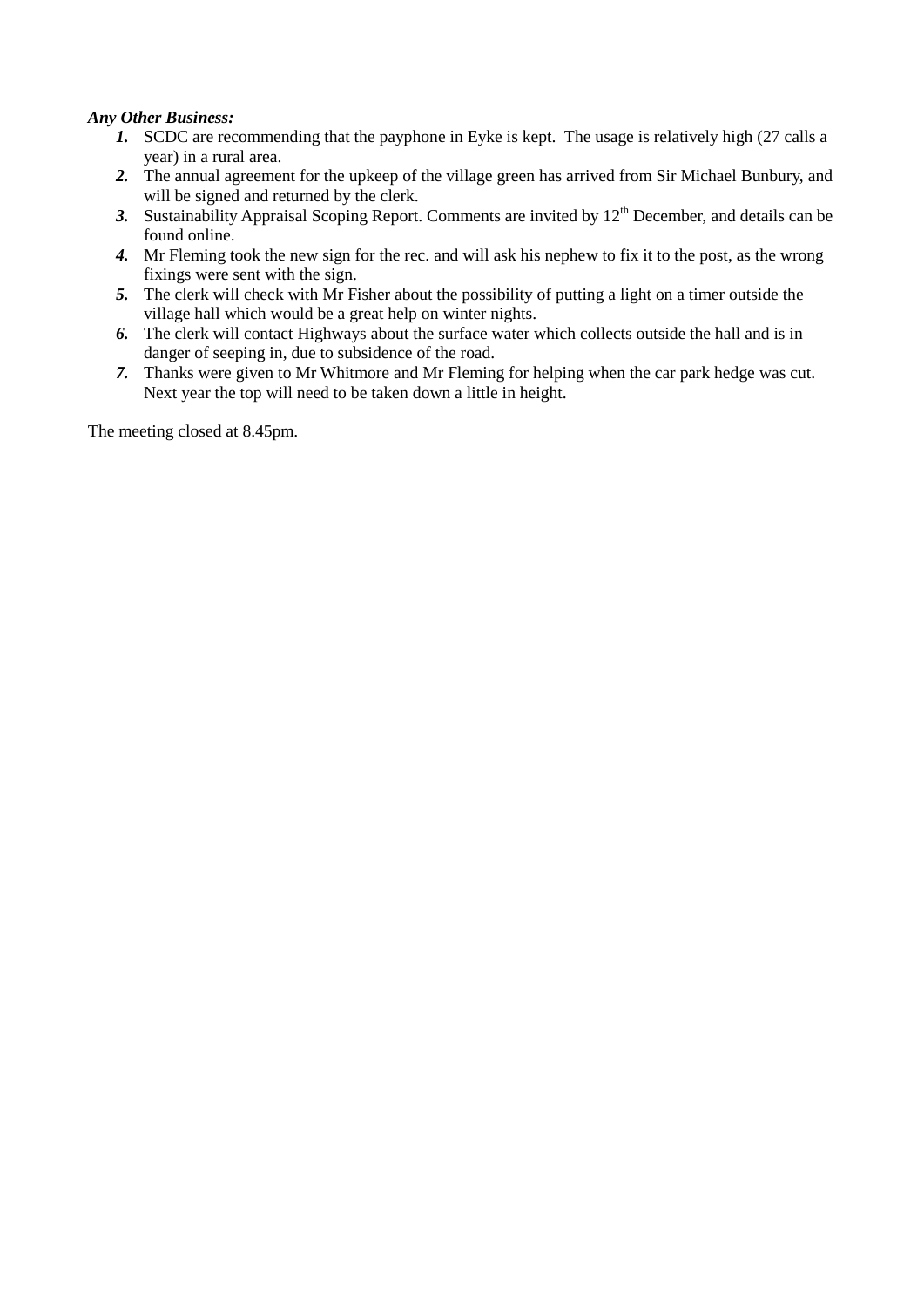***Any Other Business:***

1. SCDC are recommending that the payphone in Eyke is kept. The usage is relatively high (27 calls a year) in a rural area.
2. The annual agreement for the upkeep of the village green has arrived from Sir Michael Bunbury, and will be signed and returned by the clerk.
3. Sustainability Appraisal Scoping Report. Comments are invited by 12th December, and details can be found online.
4. Mr Fleming took the new sign for the rec. and will ask his nephew to fix it to the post, as the wrong fixings were sent with the sign.
5. The clerk will check with Mr Fisher about the possibility of putting a light on a timer outside the village hall which would be a great help on winter nights.
6. The clerk will contact Highways about the surface water which collects outside the hall and is in danger of seeping in, due to subsidence of the road.
7. Thanks were given to Mr Whitmore and Mr Fleming for helping when the car park hedge was cut. Next year the top will need to be taken down a little in height.

The meeting closed at 8.45pm.